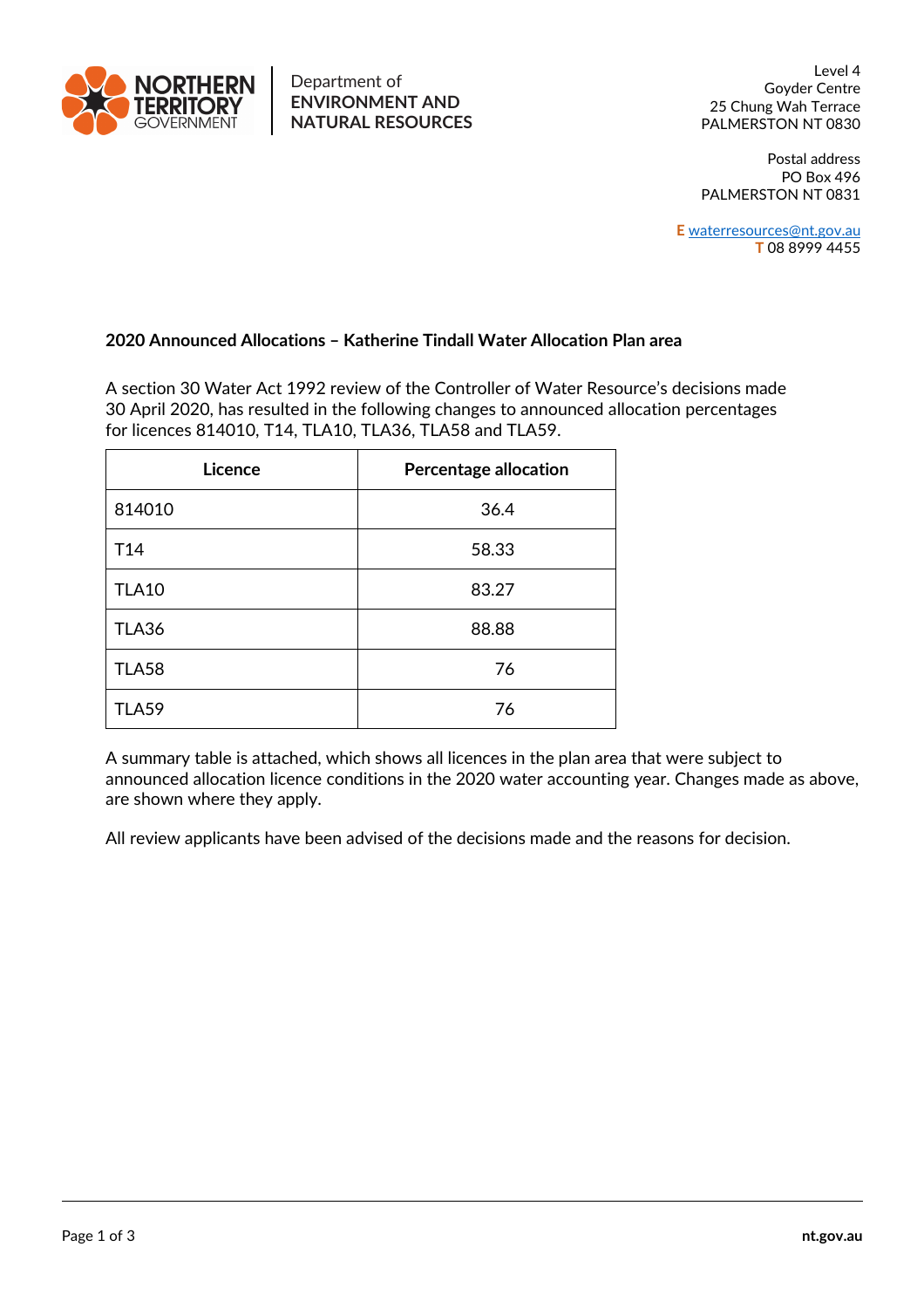NORTHERN TERRITORY GOVERNMENT

Department of
**ENVIRONMENT AND NATURAL RESOURCES**

Level 4
Goyder Centre
25 Chung Wah Terrace
PALMERSTON NT 0830

Postal address
PO Box 496
PALMERSTON NT 0831

**E** waterresources@nt.gov.au
**T** 08 8999 4455

**2020 Announced Allocations – Katherine Tindall Water Allocation Plan area**

A section 30 Water Act 1992 review of the Controller of Water Resource's decisions made 30 April 2020, has resulted in the following changes to announced allocation percentages for licences 814010, T14, TLA10, TLA36, TLA58 and TLA59.

| Licence | Percentage allocation |
| --- | --- |
| 814010 | 36.4 |
| T14 | 58.33 |
| TLA10 | 83.27 |
| TLA36 | 88.88 |
| TLA58 | 76 |
| TLA59 | 76 |

A summary table is attached, which shows all licences in the plan area that were subject to announced allocation licence conditions in the 2020 water accounting year. Changes made as above, are shown where they apply.

All review applicants have been advised of the decisions made and the reasons for decision.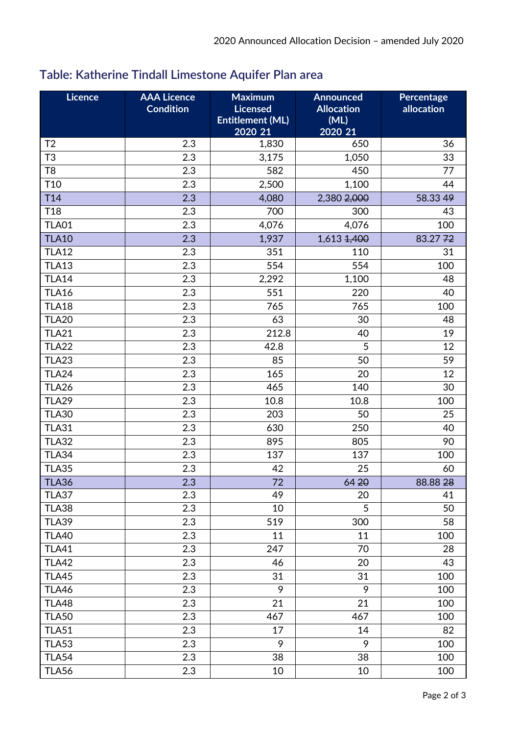## Table: Katherine Tindall Limestone Aquifer Plan area

| Licence | AAA Licence Condition | Maximum Licensed Entitlement (ML) 2020 21 | Announced Allocation (ML) 2020 21 | Percentage allocation |
|---|---|---|---|---|
| T2 | 2.3 | 1,830 | 650 | 36 |
| T3 | 2.3 | 3,175 | 1,050 | 33 |
| T8 | 2.3 | 582 | 450 | 77 |
| T10 | 2.3 | 2,500 | 1,100 | 44 |
| T14 | 2.3 | 4,080 | 2,380 ~~2,000~~ | 58.33 ~~49~~ |
| T18 | 2.3 | 700 | 300 | 43 |
| TLA01 | 2.3 | 4,076 | 4,076 | 100 |
| TLA10 | 2.3 | 1,937 | 1,613 ~~1,400~~ | 83.27 ~~72~~ |
| TLA12 | 2.3 | 351 | 110 | 31 |
| TLA13 | 2.3 | 554 | 554 | 100 |
| TLA14 | 2.3 | 2,292 | 1,100 | 48 |
| TLA16 | 2.3 | 551 | 220 | 40 |
| TLA18 | 2.3 | 765 | 765 | 100 |
| TLA20 | 2.3 | 63 | 30 | 48 |
| TLA21 | 2.3 | 212.8 | 40 | 19 |
| TLA22 | 2.3 | 42.8 | 5 | 12 |
| TLA23 | 2.3 | 85 | 50 | 59 |
| TLA24 | 2.3 | 165 | 20 | 12 |
| TLA26 | 2.3 | 465 | 140 | 30 |
| TLA29 | 2.3 | 10.8 | 10.8 | 100 |
| TLA30 | 2.3 | 203 | 50 | 25 |
| TLA31 | 2.3 | 630 | 250 | 40 |
| TLA32 | 2.3 | 895 | 805 | 90 |
| TLA34 | 2.3 | 137 | 137 | 100 |
| TLA35 | 2.3 | 42 | 25 | 60 |
| TLA36 | 2.3 | 72 | 64 ~~20~~ | 88.88 ~~28~~ |
| TLA37 | 2.3 | 49 | 20 | 41 |
| TLA38 | 2.3 | 10 | 5 | 50 |
| TLA39 | 2.3 | 519 | 300 | 58 |
| TLA40 | 2.3 | 11 | 11 | 100 |
| TLA41 | 2.3 | 247 | 70 | 28 |
| TLA42 | 2.3 | 46 | 20 | 43 |
| TLA45 | 2.3 | 31 | 31 | 100 |
| TLA46 | 2.3 | 9 | 9 | 100 |
| TLA48 | 2.3 | 21 | 21 | 100 |
| TLA50 | 2.3 | 467 | 467 | 100 |
| TLA51 | 2.3 | 17 | 14 | 82 |
| TLA53 | 2.3 | 9 | 9 | 100 |
| TLA54 | 2.3 | 38 | 38 | 100 |
| TLA56 | 2.3 | 10 | 10 | 100 |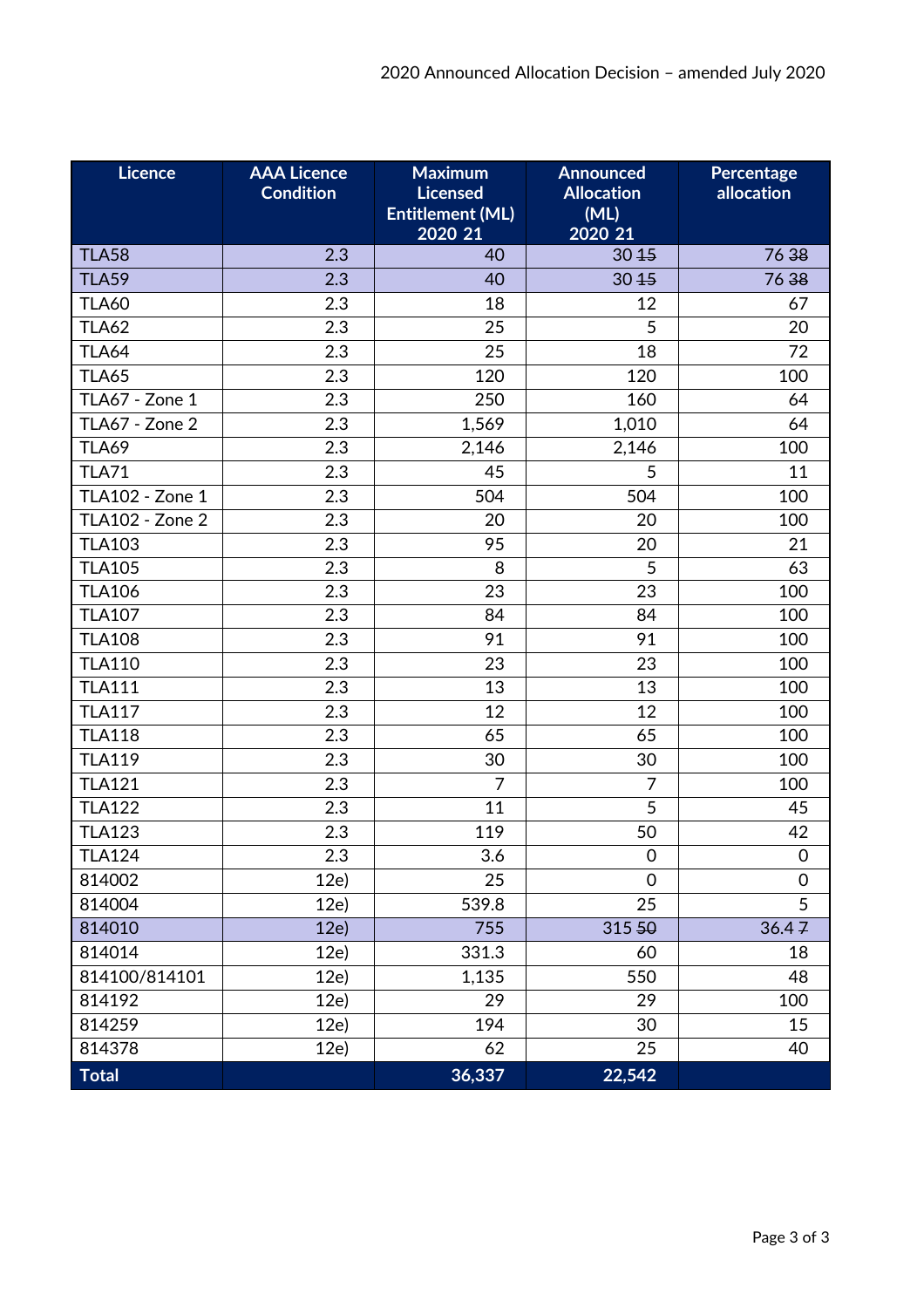| Licence | AAA Licence Condition | Maximum Licensed Entitlement (ML) 2020 21 | Announced Allocation (ML) 2020 21 | Percentage allocation |
|---|---|---|---|---|
| TLA58 | 2.3 | 40 | 30 ~~15~~ | 76 ~~38~~ |
| TLA59 | 2.3 | 40 | 30 ~~15~~ | 76 ~~38~~ |
| TLA60 | 2.3 | 18 | 12 | 67 |
| TLA62 | 2.3 | 25 | 5 | 20 |
| TLA64 | 2.3 | 25 | 18 | 72 |
| TLA65 | 2.3 | 120 | 120 | 100 |
| TLA67 - Zone 1 | 2.3 | 250 | 160 | 64 |
| TLA67 - Zone 2 | 2.3 | 1,569 | 1,010 | 64 |
| TLA69 | 2.3 | 2,146 | 2,146 | 100 |
| TLA71 | 2.3 | 45 | 5 | 11 |
| TLA102 - Zone 1 | 2.3 | 504 | 504 | 100 |
| TLA102 - Zone 2 | 2.3 | 20 | 20 | 100 |
| TLA103 | 2.3 | 95 | 20 | 21 |
| TLA105 | 2.3 | 8 | 5 | 63 |
| TLA106 | 2.3 | 23 | 23 | 100 |
| TLA107 | 2.3 | 84 | 84 | 100 |
| TLA108 | 2.3 | 91 | 91 | 100 |
| TLA110 | 2.3 | 23 | 23 | 100 |
| TLA111 | 2.3 | 13 | 13 | 100 |
| TLA117 | 2.3 | 12 | 12 | 100 |
| TLA118 | 2.3 | 65 | 65 | 100 |
| TLA119 | 2.3 | 30 | 30 | 100 |
| TLA121 | 2.3 | 7 | 7 | 100 |
| TLA122 | 2.3 | 11 | 5 | 45 |
| TLA123 | 2.3 | 119 | 50 | 42 |
| TLA124 | 2.3 | 3.6 | 0 | 0 |
| 814002 | 12e) | 25 | 0 | 0 |
| 814004 | 12e) | 539.8 | 25 | 5 |
| 814010 | 12e) | 755 | 315 ~~50~~ | 36.4 ~~7~~ |
| 814014 | 12e) | 331.3 | 60 | 18 |
| 814100/814101 | 12e) | 1,135 | 550 | 48 |
| 814192 | 12e) | 29 | 29 | 100 |
| 814259 | 12e) | 194 | 30 | 15 |
| 814378 | 12e) | 62 | 25 | 40 |
| **Total** | | **36,337** | **22,542** | |